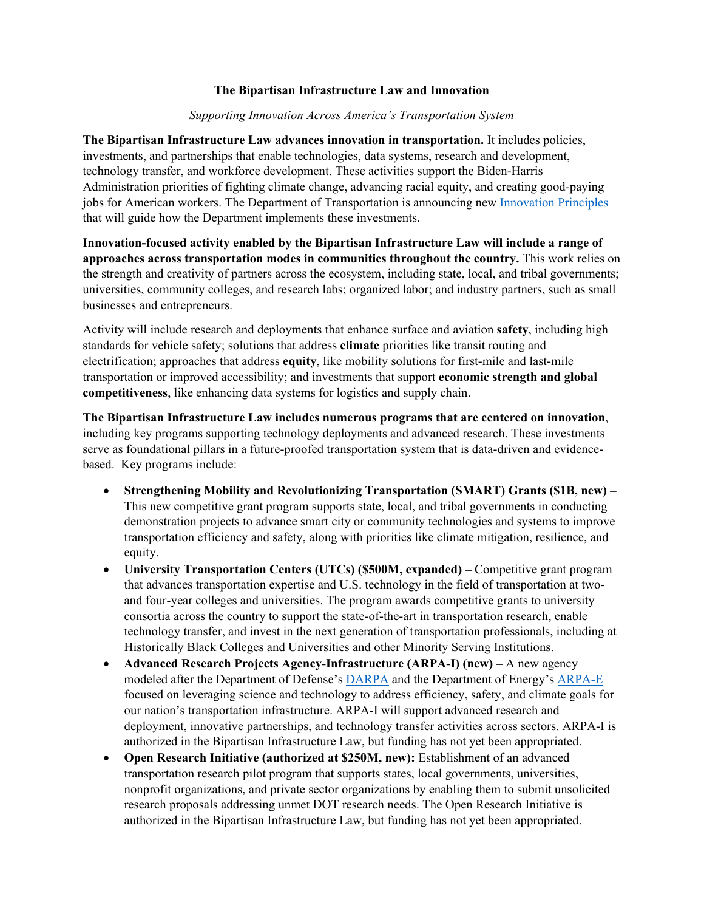# The Bipartisan Infrastructure Law and Innovation

*Supporting Innovation Across America's Transportation System*

**The Bipartisan Infrastructure Law advances innovation in transportation.** It includes policies, investments, and partnerships that enable technologies, data systems, research and development, technology transfer, and workforce development. These activities support the Biden-Harris Administration priorities of fighting climate change, advancing racial equity, and creating good-paying jobs for American workers. The Department of Transportation is announcing new Innovation Principles that will guide how the Department implements these investments.

**Innovation-focused activity enabled by the Bipartisan Infrastructure Law will include a range of approaches across transportation modes in communities throughout the country.** This work relies on the strength and creativity of partners across the ecosystem, including state, local, and tribal governments; universities, community colleges, and research labs; organized labor; and industry partners, such as small businesses and entrepreneurs.

Activity will include research and deployments that enhance surface and aviation **safety**, including high standards for vehicle safety; solutions that address **climate** priorities like transit routing and electrification; approaches that address **equity**, like mobility solutions for first-mile and last-mile transportation or improved accessibility; and investments that support **economic strength and global competitiveness**, like enhancing data systems for logistics and supply chain.

**The Bipartisan Infrastructure Law includes numerous programs that are centered on innovation**, including key programs supporting technology deployments and advanced research. These investments serve as foundational pillars in a future-proofed transportation system that is data-driven and evidence-based. Key programs include:

- **Strengthening Mobility and Revolutionizing Transportation (SMART) Grants ($1B, new) –** This new competitive grant program supports state, local, and tribal governments in conducting demonstration projects to advance smart city or community technologies and systems to improve transportation efficiency and safety, along with priorities like climate mitigation, resilience, and equity.
- **University Transportation Centers (UTCs) ($500M, expanded) –** Competitive grant program that advances transportation expertise and U.S. technology in the field of transportation at two- and four-year colleges and universities. The program awards competitive grants to university consortia across the country to support the state-of-the-art in transportation research, enable technology transfer, and invest in the next generation of transportation professionals, including at Historically Black Colleges and Universities and other Minority Serving Institutions.
- **Advanced Research Projects Agency-Infrastructure (ARPA-I) (new) –** A new agency modeled after the Department of Defense's DARPA and the Department of Energy's ARPA-E focused on leveraging science and technology to address efficiency, safety, and climate goals for our nation's transportation infrastructure. ARPA-I will support advanced research and deployment, innovative partnerships, and technology transfer activities across sectors. ARPA-I is authorized in the Bipartisan Infrastructure Law, but funding has not yet been appropriated.
- **Open Research Initiative (authorized at $250M, new):** Establishment of an advanced transportation research pilot program that supports states, local governments, universities, nonprofit organizations, and private sector organizations by enabling them to submit unsolicited research proposals addressing unmet DOT research needs. The Open Research Initiative is authorized in the Bipartisan Infrastructure Law, but funding has not yet been appropriated.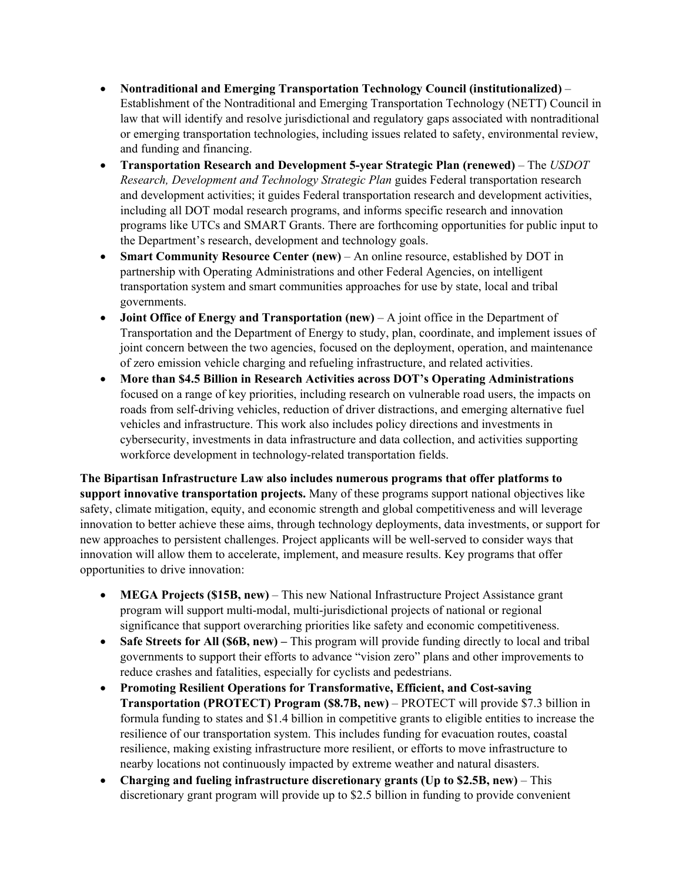- **Nontraditional and Emerging Transportation Technology Council (institutionalized)** – Establishment of the Nontraditional and Emerging Transportation Technology (NETT) Council in law that will identify and resolve jurisdictional and regulatory gaps associated with nontraditional or emerging transportation technologies, including issues related to safety, environmental review, and funding and financing.
- **Transportation Research and Development 5-year Strategic Plan (renewed)** – The *USDOT Research, Development and Technology Strategic Plan* guides Federal transportation research and development activities; it guides Federal transportation research and development activities, including all DOT modal research programs, and informs specific research and innovation programs like UTCs and SMART Grants. There are forthcoming opportunities for public input to the Department's research, development and technology goals.
- **Smart Community Resource Center (new)** – An online resource, established by DOT in partnership with Operating Administrations and other Federal Agencies, on intelligent transportation system and smart communities approaches for use by state, local and tribal governments.
- **Joint Office of Energy and Transportation (new)** – A joint office in the Department of Transportation and the Department of Energy to study, plan, coordinate, and implement issues of joint concern between the two agencies, focused on the deployment, operation, and maintenance of zero emission vehicle charging and refueling infrastructure, and related activities.
- **More than $4.5 Billion in Research Activities across DOT's Operating Administrations** focused on a range of key priorities, including research on vulnerable road users, the impacts on roads from self-driving vehicles, reduction of driver distractions, and emerging alternative fuel vehicles and infrastructure. This work also includes policy directions and investments in cybersecurity, investments in data infrastructure and data collection, and activities supporting workforce development in technology-related transportation fields.

**The Bipartisan Infrastructure Law also includes numerous programs that offer platforms to support innovative transportation projects.** Many of these programs support national objectives like safety, climate mitigation, equity, and economic strength and global competitiveness and will leverage innovation to better achieve these aims, through technology deployments, data investments, or support for new approaches to persistent challenges. Project applicants will be well-served to consider ways that innovation will allow them to accelerate, implement, and measure results. Key programs that offer opportunities to drive innovation:

- **MEGA Projects ($15B, new)** – This new National Infrastructure Project Assistance grant program will support multi-modal, multi-jurisdictional projects of national or regional significance that support overarching priorities like safety and economic competitiveness.
- **Safe Streets for All ($6B, new) –** This program will provide funding directly to local and tribal governments to support their efforts to advance "vision zero" plans and other improvements to reduce crashes and fatalities, especially for cyclists and pedestrians.
- **Promoting Resilient Operations for Transformative, Efficient, and Cost-saving Transportation (PROTECT) Program ($8.7B, new)** – PROTECT will provide $7.3 billion in formula funding to states and $1.4 billion in competitive grants to eligible entities to increase the resilience of our transportation system. This includes funding for evacuation routes, coastal resilience, making existing infrastructure more resilient, or efforts to move infrastructure to nearby locations not continuously impacted by extreme weather and natural disasters.
- **Charging and fueling infrastructure discretionary grants (Up to $2.5B, new)** – This discretionary grant program will provide up to $2.5 billion in funding to provide convenient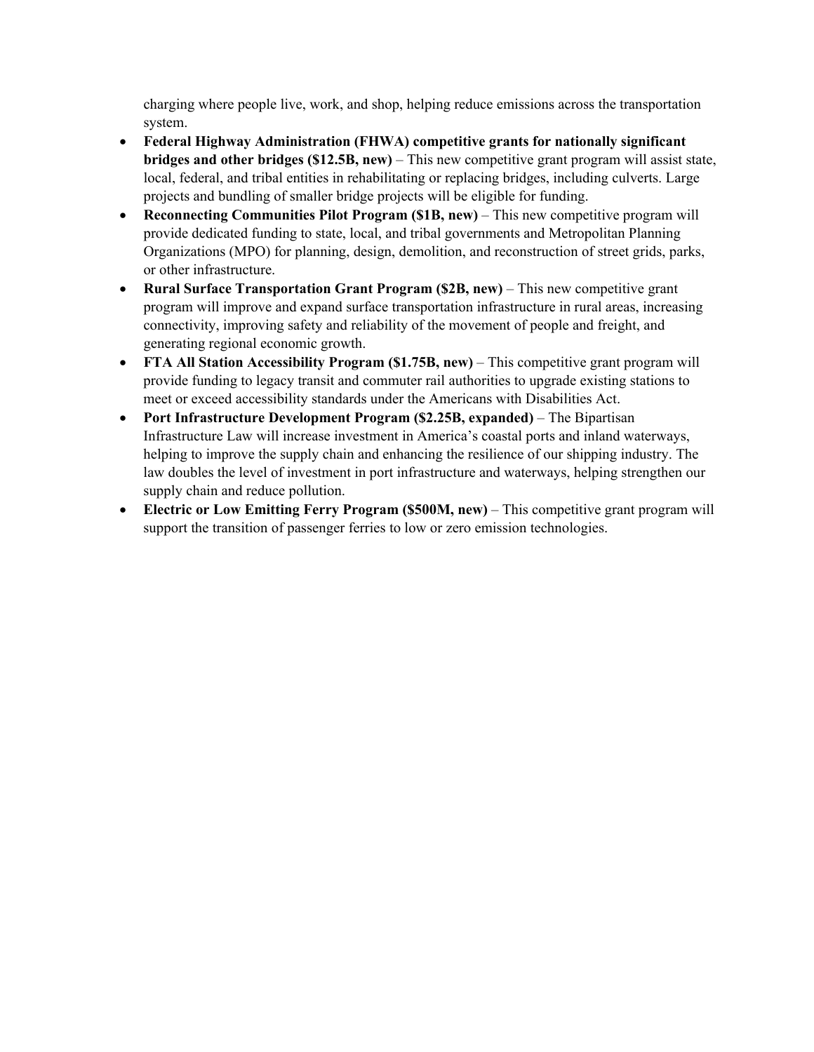charging where people live, work, and shop, helping reduce emissions across the transportation system.

- **Federal Highway Administration (FHWA) competitive grants for nationally significant bridges and other bridges ($12.5B, new)** – This new competitive grant program will assist state, local, federal, and tribal entities in rehabilitating or replacing bridges, including culverts. Large projects and bundling of smaller bridge projects will be eligible for funding.
- **Reconnecting Communities Pilot Program ($1B, new)** – This new competitive program will provide dedicated funding to state, local, and tribal governments and Metropolitan Planning Organizations (MPO) for planning, design, demolition, and reconstruction of street grids, parks, or other infrastructure.
- **Rural Surface Transportation Grant Program ($2B, new)** – This new competitive grant program will improve and expand surface transportation infrastructure in rural areas, increasing connectivity, improving safety and reliability of the movement of people and freight, and generating regional economic growth.
- **FTA All Station Accessibility Program ($1.75B, new)** – This competitive grant program will provide funding to legacy transit and commuter rail authorities to upgrade existing stations to meet or exceed accessibility standards under the Americans with Disabilities Act.
- **Port Infrastructure Development Program ($2.25B, expanded)** – The Bipartisan Infrastructure Law will increase investment in America's coastal ports and inland waterways, helping to improve the supply chain and enhancing the resilience of our shipping industry. The law doubles the level of investment in port infrastructure and waterways, helping strengthen our supply chain and reduce pollution.
- **Electric or Low Emitting Ferry Program ($500M, new)** – This competitive grant program will support the transition of passenger ferries to low or zero emission technologies.